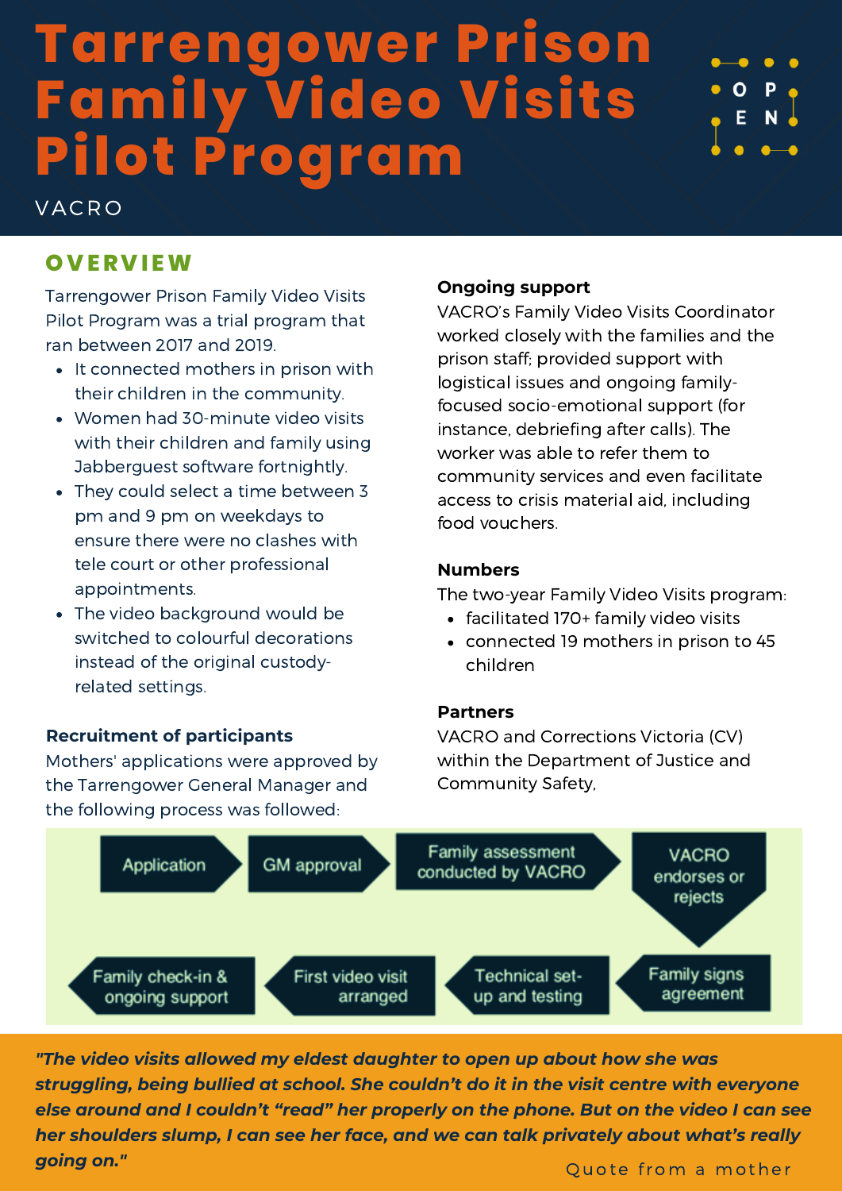# Tarrengower Prison Family Video Visits Pilot Program

VACRO

## OVERVIEW

Tarrengower Prison Family Video Visits Pilot Program was a trial program that ran between 2017 and 2019.

- It connected mothers in prison with their children in the community.
- Women had 30-minute video visits with their children and family using Jabberguest software fortnightly.
- They could select a time between 3 pm and 9 pm on weekdays to ensure there were no clashes with tele court or other professional appointments.
- The video background would be switched to colourful decorations instead of the original custody-related settings.

### Recruitment of participants

Mothers' applications were approved by the Tarrengower General Manager and the following process was followed:

### Ongoing support

VACRO's Family Video Visits Coordinator worked closely with the families and the prison staff; provided support with logistical issues and ongoing family-focused socio-emotional support (for instance, debriefing after calls). The worker was able to refer them to community services and even facilitate access to crisis material aid, including food vouchers.

### Numbers

The two-year Family Video Visits program:

- facilitated 170+ family video visits
- connected 19 mothers in prison to 45 children

### Partners

VACRO and Corrections Victoria (CV) within the Department of Justice and Community Safety,

Application → GM approval → Family assessment conducted by VACRO → VACRO endorses or rejects → Family signs agreement → Technical set-up and testing → First video visit arranged → Family check-in & ongoing support

***"The video visits allowed my eldest daughter to open up about how she was struggling, being bullied at school. She couldn't do it in the visit centre with everyone else around and I couldn't "read" her properly on the phone. But on the video I can see her shoulders slump, I can see her face, and we can talk privately about what's really going on."***

Quote from a mother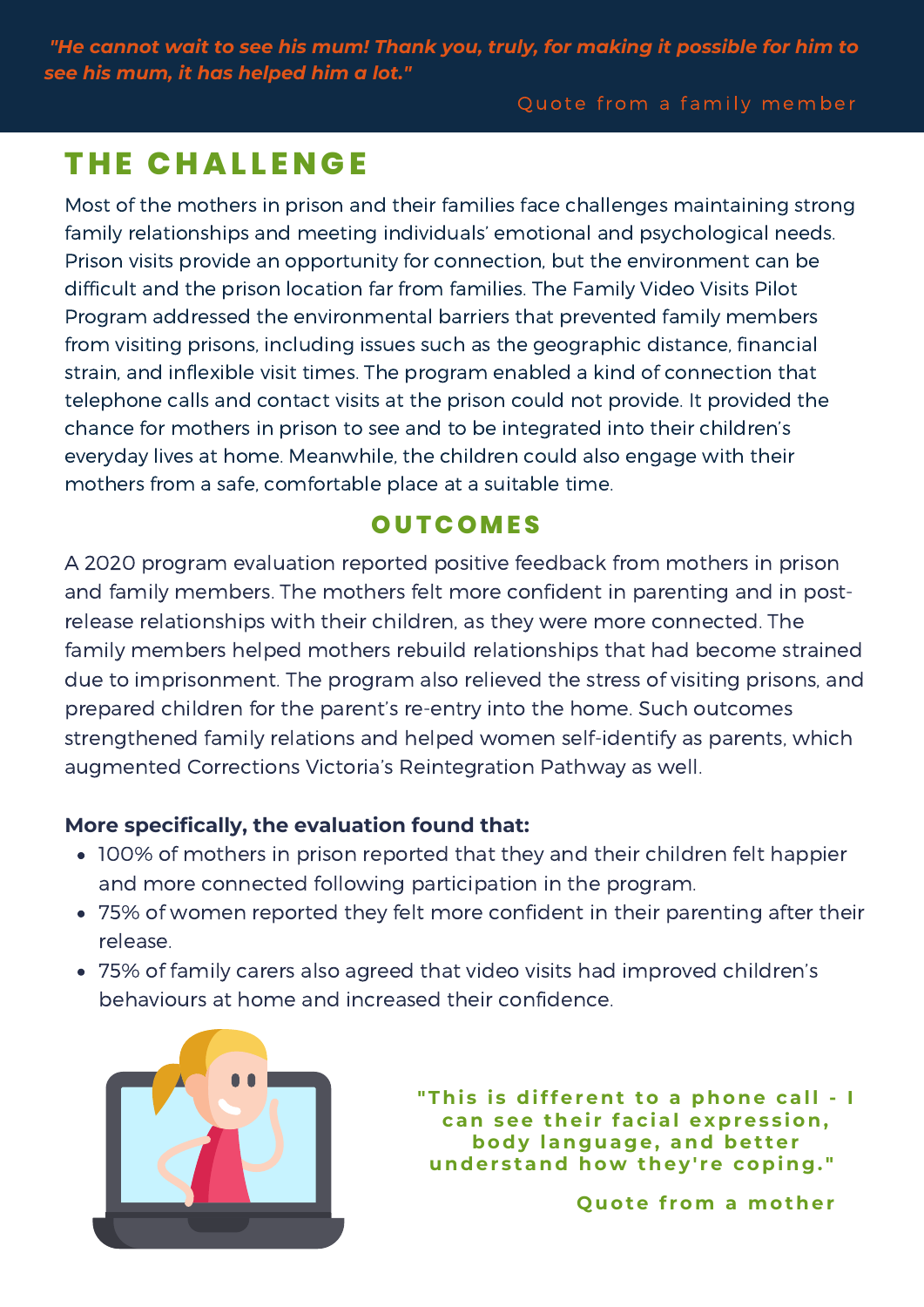*"He cannot wait to see his mum! Thank you, truly, for making it possible for him to see his mum, it has helped him a lot."*

Quote from a family member

## THE CHALLENGE

Most of the mothers in prison and their families face challenges maintaining strong family relationships and meeting individuals' emotional and psychological needs. Prison visits provide an opportunity for connection, but the environment can be difficult and the prison location far from families. The Family Video Visits Pilot Program addressed the environmental barriers that prevented family members from visiting prisons, including issues such as the geographic distance, financial strain, and inflexible visit times. The program enabled a kind of connection that telephone calls and contact visits at the prison could not provide. It provided the chance for mothers in prison to see and to be integrated into their children's everyday lives at home. Meanwhile, the children could also engage with their mothers from a safe, comfortable place at a suitable time.

## OUTCOMES

A 2020 program evaluation reported positive feedback from mothers in prison and family members. The mothers felt more confident in parenting and in post-release relationships with their children, as they were more connected. The family members helped mothers rebuild relationships that had become strained due to imprisonment. The program also relieved the stress of visiting prisons, and prepared children for the parent's re-entry into the home. Such outcomes strengthened family relations and helped women self-identify as parents, which augmented Corrections Victoria's Reintegration Pathway as well.

**More specifically, the evaluation found that:**

- 100% of mothers in prison reported that they and their children felt happier and more connected following participation in the program.
- 75% of women reported they felt more confident in their parenting after their release.
- 75% of family carers also agreed that video visits had improved children's behaviours at home and increased their confidence.

**"This is different to a phone call - I can see their facial expression, body language, and better understand how they're coping."**

**Quote from a mother**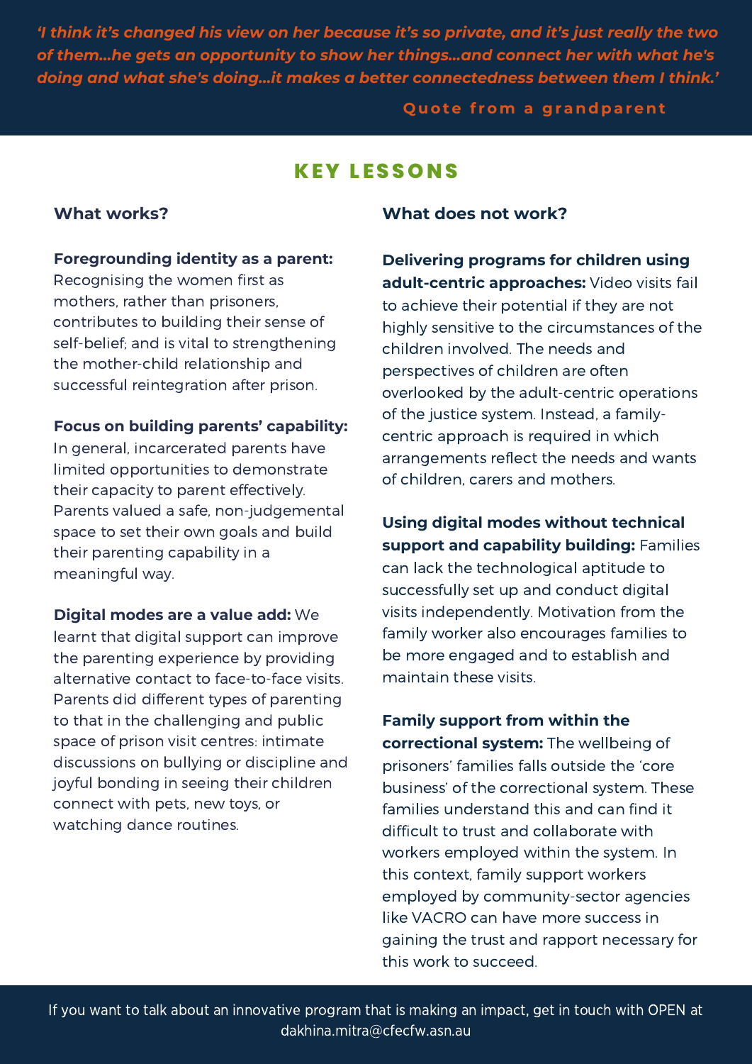*'I think it's changed his view on her because it's so private, and it's just really the two of them...he gets an opportunity to show her things...and connect her with what he's doing and what she's doing...it makes a better connectedness between them I think.'*

**Quote from a grandparent**

## KEY LESSONS

### What works?

**Foregrounding identity as a parent:** Recognising the women first as mothers, rather than prisoners, contributes to building their sense of self-belief; and is vital to strengthening the mother-child relationship and successful reintegration after prison.

**Focus on building parents' capability:** In general, incarcerated parents have limited opportunities to demonstrate their capacity to parent effectively. Parents valued a safe, non-judgemental space to set their own goals and build their parenting capability in a meaningful way.

**Digital modes are a value add:** We learnt that digital support can improve the parenting experience by providing alternative contact to face-to-face visits. Parents did different types of parenting to that in the challenging and public space of prison visit centres: intimate discussions on bullying or discipline and joyful bonding in seeing their children connect with pets, new toys, or watching dance routines.

### What does not work?

**Delivering programs for children using adult-centric approaches:** Video visits fail to achieve their potential if they are not highly sensitive to the circumstances of the children involved. The needs and perspectives of children are often overlooked by the adult-centric operations of the justice system. Instead, a family-centric approach is required in which arrangements reflect the needs and wants of children, carers and mothers.

**Using digital modes without technical support and capability building:** Families can lack the technological aptitude to successfully set up and conduct digital visits independently. Motivation from the family worker also encourages families to be more engaged and to establish and maintain these visits.

**Family support from within the correctional system:** The wellbeing of prisoners' families falls outside the 'core business' of the correctional system. These families understand this and can find it difficult to trust and collaborate with workers employed within the system. In this context, family support workers employed by community-sector agencies like VACRO can have more success in gaining the trust and rapport necessary for this work to succeed.

If you want to talk about an innovative program that is making an impact, get in touch with OPEN at dakhina.mitra@cfecfw.asn.au